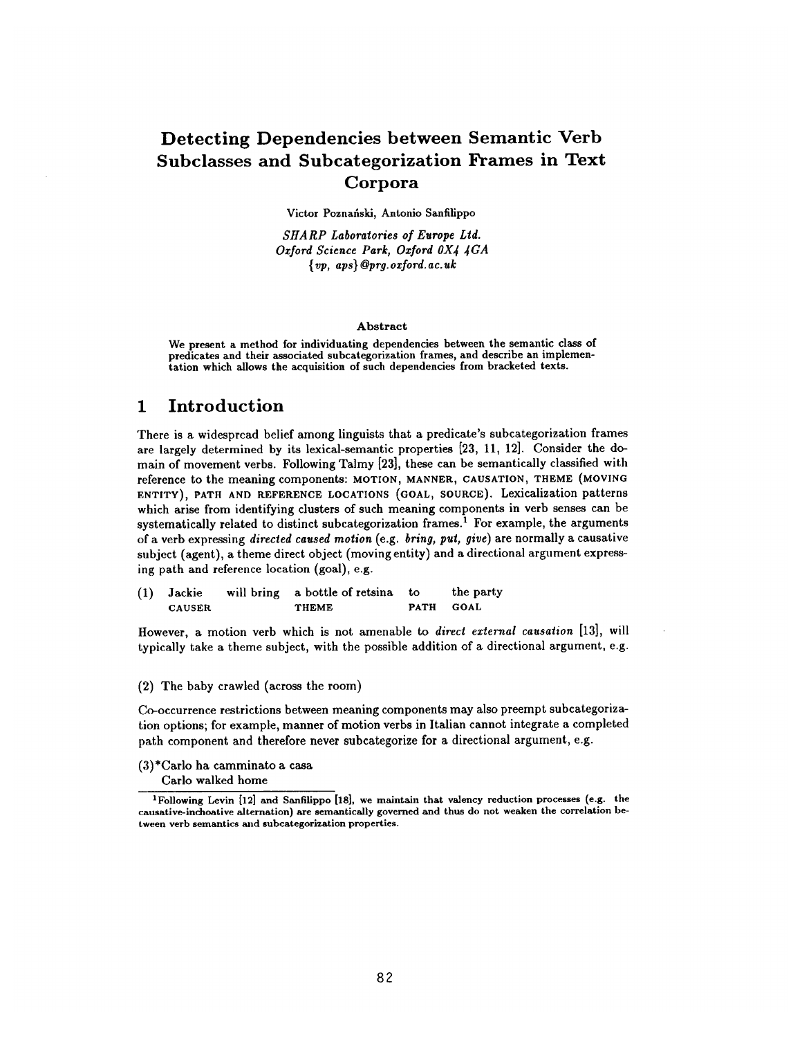# Detecting Dependencies between Semantic Verb Subclasses and Subcategorization Frames in Text Corpora

Victor Poznański, Antonio Sanfilippo

*SHARP Laboratories of Europe Ltd.*
*Oxford Science Park, Oxford OX4 4GA*
*{vp, aps}@prg.oxford.ac.uk*

### Abstract

We present a method for individuating dependencies between the semantic class of predicates and their associated subcategorization frames, and describe an implementation which allows the acquisition of such dependencies from bracketed texts.

## 1 Introduction

There is a widespread belief among linguists that a predicate's subcategorization frames are largely determined by its lexical-semantic properties [23, 11, 12]. Consider the domain of movement verbs. Following Talmy [23], these can be semantically classified with reference to the meaning components: MOTION, MANNER, CAUSATION, THEME (MOVING ENTITY), PATH AND REFERENCE LOCATIONS (GOAL, SOURCE). Lexicalization patterns which arise from identifying clusters of such meaning components in verb senses can be systematically related to distinct subcategorization frames.[1] For example, the arguments of a verb expressing *directed caused motion* (e.g. *bring, put, give*) are normally a causative subject (agent), a theme direct object (moving entity) and a directional argument expressing path and reference location (goal), e.g.

| (1) | Jackie | will bring | a bottle of retsina | to | the party |
|---|---|---|---|---|---|
| | CAUSER | | THEME | PATH | GOAL |

However, a motion verb which is not amenable to *direct external causation* [13], will typically take a theme subject, with the possible addition of a directional argument, e.g.

(2) The baby crawled (across the room)

Co-occurrence restrictions between meaning components may also preempt subcategorization options; for example, manner of motion verbs in Italian cannot integrate a completed path component and therefore never subcategorize for a directional argument, e.g.

(3)*Carlo ha camminato a casa
Carlo walked home

[1] Following Levin [12] and Sanfilippo [18], we maintain that valency reduction processes (e.g. the causative-inchoative alternation) are semantically governed and thus do not weaken the correlation between verb semantics and subcategorization properties.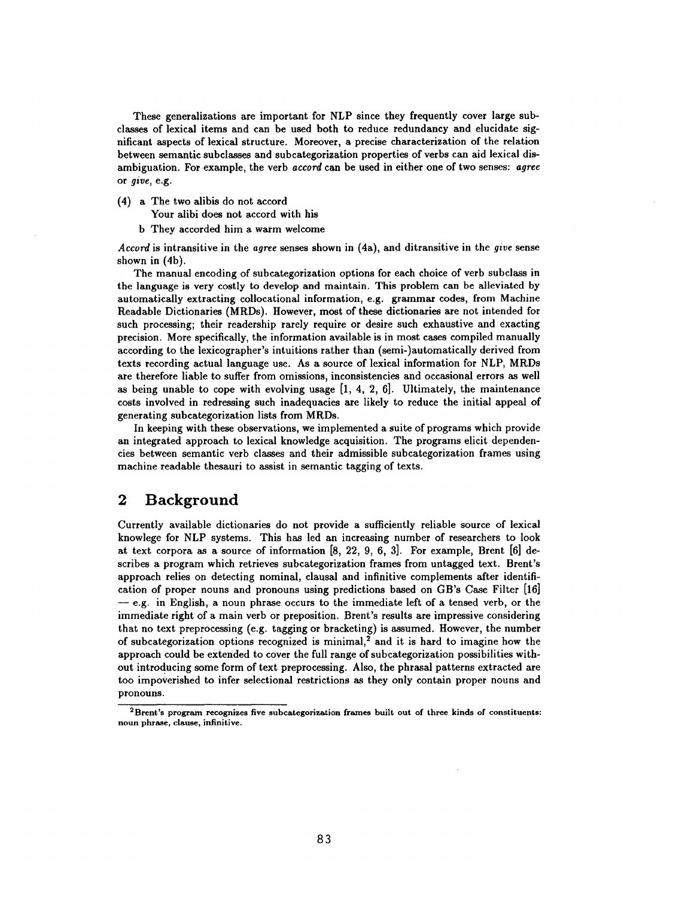These generalizations are important for NLP since they frequently cover large subclasses of lexical items and can be used both to reduce redundancy and elucidate significant aspects of lexical structure. Moreover, a precise characterization of the relation between semantic subclasses and subcategorization properties of verbs can aid lexical disambiguation. For example, the verb *accord* can be used in either one of two senses: *agree* or *give*, e.g.

(4) a The two alibis do not accord
   Your alibi does not accord with his

   b They accorded him a warm welcome

*Accord* is intransitive in the *agree* senses shown in (4a), and ditransitive in the *give* sense shown in (4b).

The manual encoding of subcategorization options for each choice of verb subclass in the language is very costly to develop and maintain. This problem can be alleviated by automatically extracting collocational information, e.g. grammar codes, from Machine Readable Dictionaries (MRDs). However, most of these dictionaries are not intended for such processing; their readership rarely require or desire such exhaustive and exacting precision. More specifically, the information available is in most cases compiled manually according to the lexicographer's intuitions rather than (semi-)automatically derived from texts recording actual language use. As a source of lexical information for NLP, MRDs are therefore liable to suffer from omissions, inconsistencies and occasional errors as well as being unable to cope with evolving usage [1, 4, 2, 6]. Ultimately, the maintenance costs involved in redressing such inadequacies are likely to reduce the initial appeal of generating subcategorization lists from MRDs.

In keeping with these observations, we implemented a suite of programs which provide an integrated approach to lexical knowledge acquisition. The programs elicit dependencies between semantic verb classes and their admissible subcategorization frames using machine readable thesauri to assist in semantic tagging of texts.

## 2 Background

Currently available dictionaries do not provide a sufficiently reliable source of lexical knowlege for NLP systems. This has led an increasing number of researchers to look at text corpora as a source of information [8, 22, 9, 6, 3]. For example, Brent [6] describes a program which retrieves subcategorization frames from untagged text. Brent's approach relies on detecting nominal, clausal and infinitive complements after identification of proper nouns and pronouns using predictions based on GB's Case Filter [16] — e.g. in English, a noun phrase occurs to the immediate left of a tensed verb, or the immediate right of a main verb or preposition. Brent's results are impressive considering that no text preprocessing (e.g. tagging or bracketing) is assumed. However, the number of subcategorization options recognized is minimal,[2] and it is hard to imagine how the approach could be extended to cover the full range of subcategorization possibilities without introducing some form of text preprocessing. Also, the phrasal patterns extracted are too impoverished to infer selectional restrictions as they only contain proper nouns and pronouns.

[2] Brent's program recognizes five subcategorization frames built out of three kinds of constituents: noun phrase, clause, infinitive.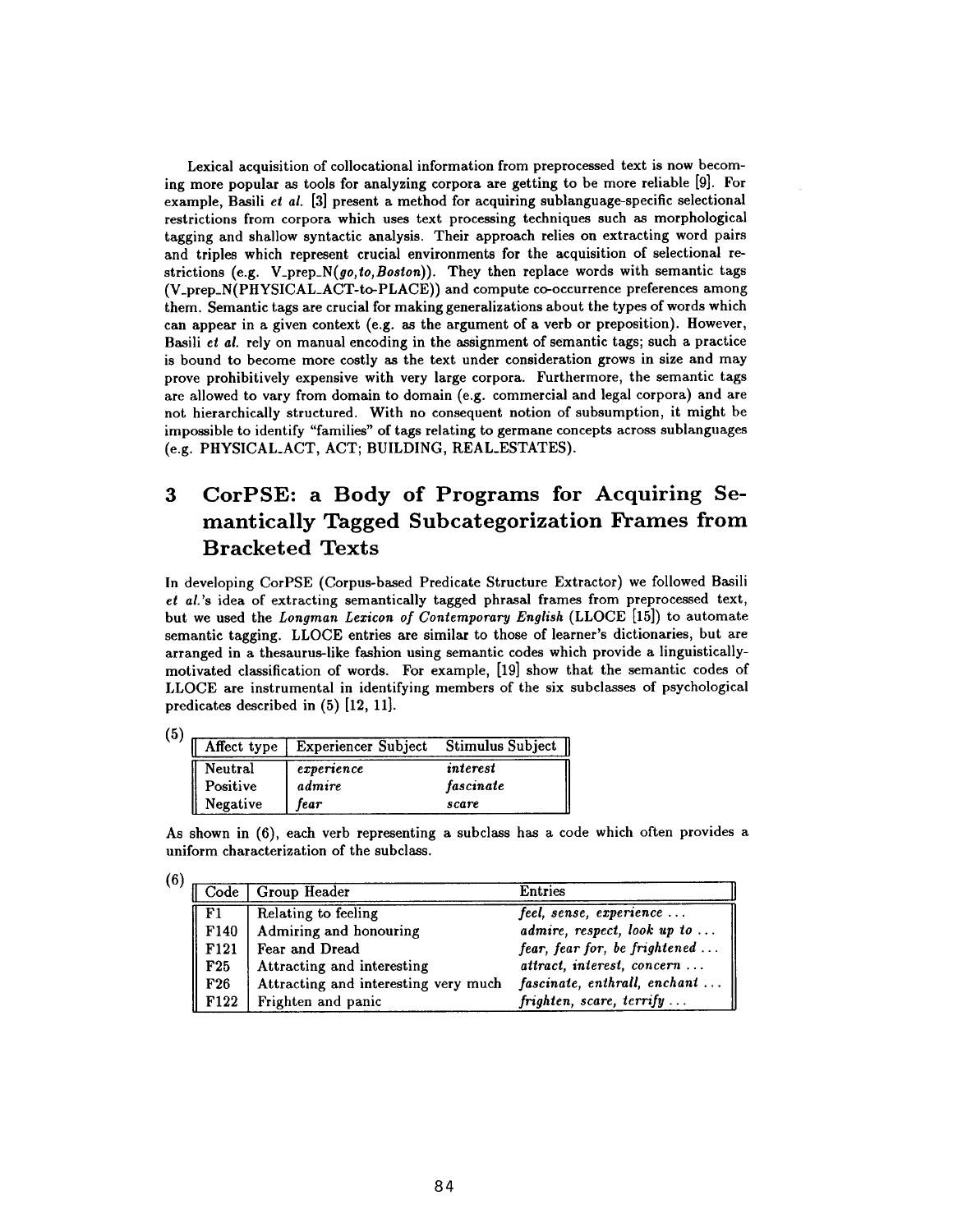Lexical acquisition of collocational information from preprocessed text is now becoming more popular as tools for analyzing corpora are getting to be more reliable [9]. For example, Basili *et al.* [3] present a method for acquiring sublanguage-specific selectional restrictions from corpora which uses text processing techniques such as morphological tagging and shallow syntactic analysis. Their approach relies on extracting word pairs and triples which represent crucial environments for the acquisition of selectional restrictions (e.g. V_prep_N(*go,to,Boston*)). They then replace words with semantic tags (V_prep_N(PHYSICAL_ACT-to-PLACE)) and compute co-occurrence preferences among them. Semantic tags are crucial for making generalizations about the types of words which can appear in a given context (e.g. as the argument of a verb or preposition). However, Basili *et al.* rely on manual encoding in the assignment of semantic tags; such a practice is bound to become more costly as the text under consideration grows in size and may prove prohibitively expensive with very large corpora. Furthermore, the semantic tags are allowed to vary from domain to domain (e.g. commercial and legal corpora) and are not hierarchically structured. With no consequent notion of subsumption, it might be impossible to identify "families" of tags relating to germane concepts across sublanguages (e.g. PHYSICAL_ACT, ACT; BUILDING, REAL_ESTATES).

# 3 CorPSE: a Body of Programs for Acquiring Semantically Tagged Subcategorization Frames from Bracketed Texts

In developing CorPSE (Corpus-based Predicate Structure Extractor) we followed Basili *et al.*'s idea of extracting semantically tagged phrasal frames from preprocessed text, but we used the *Longman Lexicon of Contemporary English* (LLOCE [15]) to automate semantic tagging. LLOCE entries are similar to those of learner's dictionaries, but are arranged in a thesaurus-like fashion using semantic codes which provide a linguistically-motivated classification of words. For example, [19] show that the semantic codes of LLOCE are instrumental in identifying members of the six subclasses of psychological predicates described in (5) [12, 11].

(5)

| Affect type | Experiencer Subject | Stimulus Subject |
|---|---|---|
| Neutral | *experience* | *interest* |
| Positive | *admire* | *fascinate* |
| Negative | *fear* | *scare* |

As shown in (6), each verb representing a subclass has a code which often provides a uniform characterization of the subclass.

(6)

| Code | Group Header | Entries |
|---|---|---|
| F1 | Relating to feeling | *feel, sense, experience ...* |
| F140 | Admiring and honouring | *admire, respect, look up to ...* |
| F121 | Fear and Dread | *fear, fear for, be frightened ...* |
| F25 | Attracting and interesting | *attract, interest, concern ...* |
| F26 | Attracting and interesting very much | *fascinate, enthrall, enchant ...* |
| F122 | Frighten and panic | *frighten, scare, terrify ...* |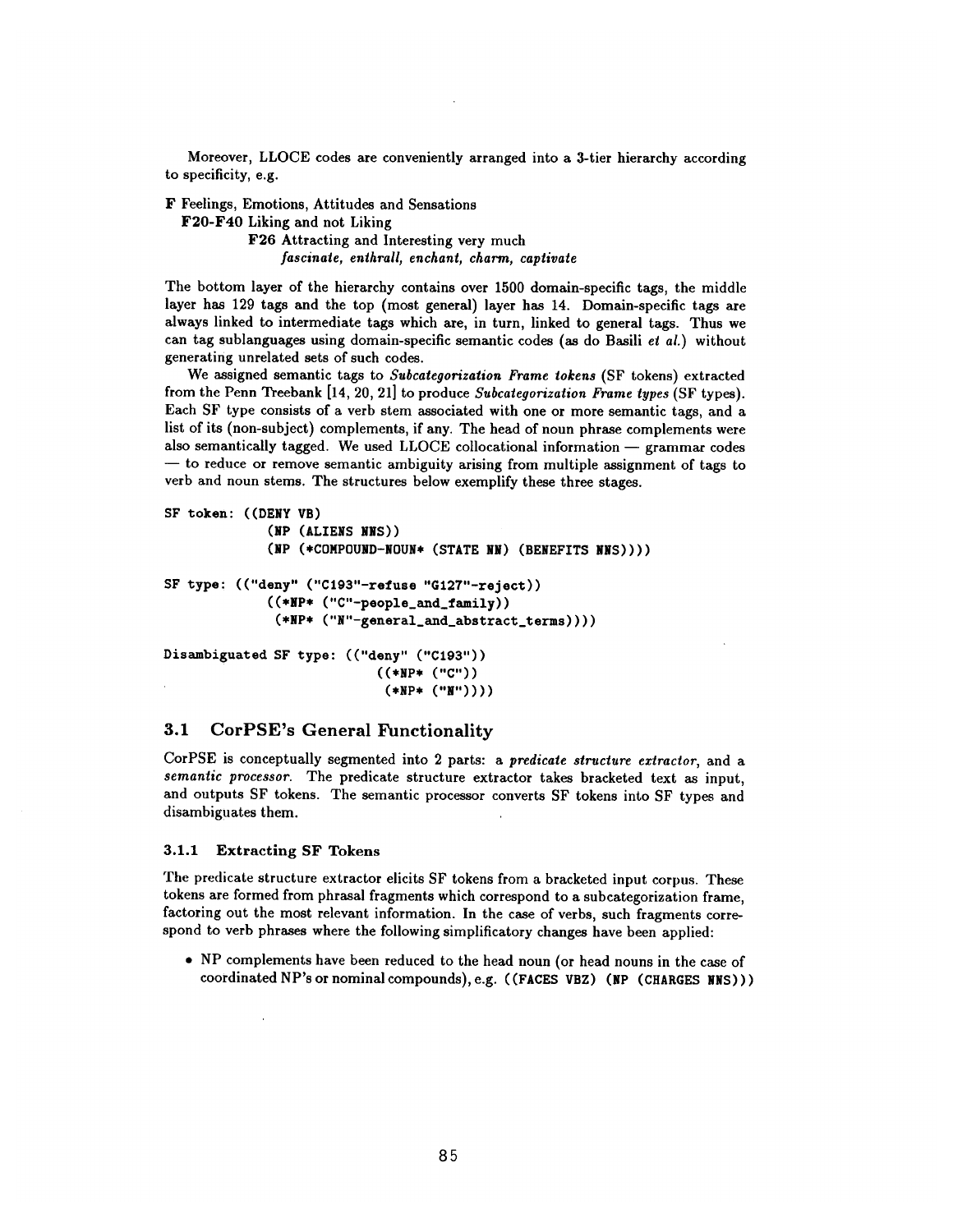Moreover, LLOCE codes are conveniently arranged into a 3-tier hierarchy according to specificity, e.g.

**F** Feelings, Emotions, Attitudes and Sensations
  **F20-F40** Liking and not Liking
    **F26** Attracting and Interesting very much
      *fascinate, enthrall, enchant, charm, captivate*

The bottom layer of the hierarchy contains over 1500 domain-specific tags, the middle layer has 129 tags and the top (most general) layer has 14. Domain-specific tags are always linked to intermediate tags which are, in turn, linked to general tags. Thus we can tag sublanguages using domain-specific semantic codes (as do Basili *et al.*) without generating unrelated sets of such codes.

We assigned semantic tags to *Subcategorization Frame tokens* (SF tokens) extracted from the Penn Treebank [14, 20, 21] to produce *Subcategorization Frame types* (SF types). Each SF type consists of a verb stem associated with one or more semantic tags, and a list of its (non-subject) complements, if any. The head of noun phrase complements were also semantically tagged. We used LLOCE collocational information — grammar codes — to reduce or remove semantic ambiguity arising from multiple assignment of tags to verb and noun stems. The structures below exemplify these three stages.

```
SF token: ((DENY VB)
           (NP (ALIENS NNS))
           (NP (*COMPOUND-NOUN* (STATE NN) (BENEFITS NNS))))

SF type: (("deny" ("C193"-refuse "G127"-reject))
          ((*NP* ("C"-people_and_family))
           (*NP* ("N"-general_and_abstract_terms))))

Disambiguated SF type: (("deny" ("C193"))
                        ((*NP* ("C"))
                         (*NP* ("N"))))
```

## 3.1 CorPSE's General Functionality

CorPSE is conceptually segmented into 2 parts: a *predicate structure extractor*, and a *semantic processor*. The predicate structure extractor takes bracketed text as input, and outputs SF tokens. The semantic processor converts SF tokens into SF types and disambiguates them.

### 3.1.1 Extracting SF Tokens

The predicate structure extractor elicits SF tokens from a bracketed input corpus. These tokens are formed from phrasal fragments which correspond to a subcategorization frame, factoring out the most relevant information. In the case of verbs, such fragments correspond to verb phrases where the following simplificatory changes have been applied:

- NP complements have been reduced to the head noun (or head nouns in the case of coordinated NP's or nominal compounds), e.g. `((FACES VBZ) (NP (CHARGES NNS)))`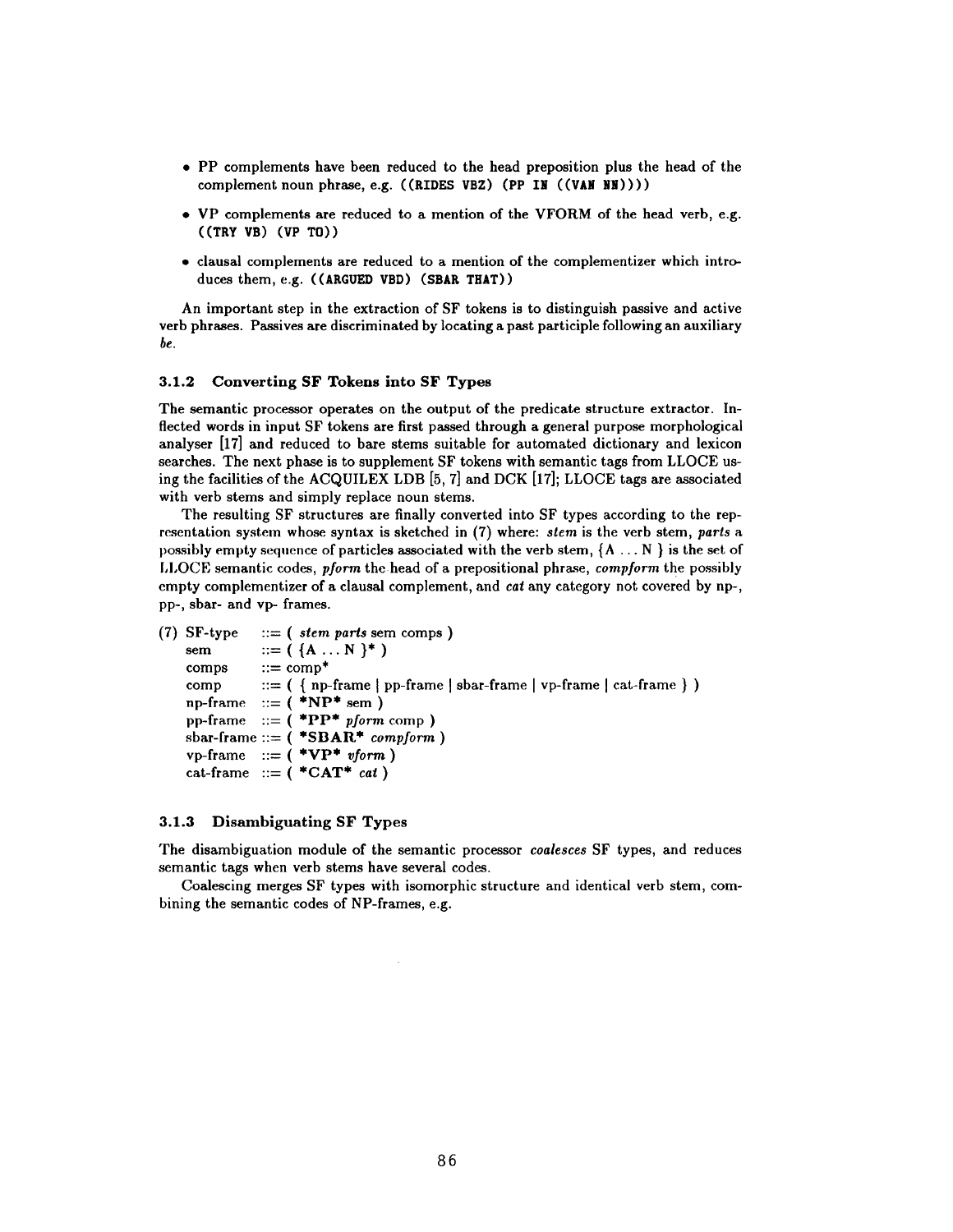- PP complements have been reduced to the head preposition plus the head of the complement noun phrase, e.g. `((RIDES VBZ) (PP IN ((VAN NN))))`
- VP complements are reduced to a mention of the VFORM of the head verb, e.g. `((TRY VB) (VP TO))`
- clausal complements are reduced to a mention of the complementizer which introduces them, e.g. `((ARGUED VBD) (SBAR THAT))`

An important step in the extraction of SF tokens is to distinguish passive and active verb phrases. Passives are discriminated by locating a past participle following an auxiliary *be*.

### 3.1.2 Converting SF Tokens into SF Types

The semantic processor operates on the output of the predicate structure extractor. Inflected words in input SF tokens are first passed through a general purpose morphological analyser [17] and reduced to bare stems suitable for automated dictionary and lexicon searches. The next phase is to supplement SF tokens with semantic tags from LLOCE using the facilities of the ACQUILEX LDB [5, 7] and DCK [17]; LLOCE tags are associated with verb stems and simply replace noun stems.

The resulting SF structures are finally converted into SF types according to the representation system whose syntax is sketched in (7) where: *stem* is the verb stem, *parts* a possibly empty sequence of particles associated with the verb stem, {A ... N } is the set of LLOCE semantic codes, *pform* the head of a prepositional phrase, *compform* the possibly empty complementizer of a clausal complement, and *cat* any category not covered by np-, pp-, sbar- and vp- frames.

```
(7) SF-type    ::= ( stem parts sem comps )
    sem        ::= ( {A ... N }* )
    comps      ::= comp*
    comp       ::= ( { np-frame | pp-frame | sbar-frame | vp-frame | cat-frame } )
    np-frame   ::= ( *NP* sem )
    pp-frame   ::= ( *PP* pform comp )
    sbar-frame ::= ( *SBAR* compform )
    vp-frame   ::= ( *VP* vform )
    cat-frame  ::= ( *CAT* cat )
```

### 3.1.3 Disambiguating SF Types

The disambiguation module of the semantic processor *coalesces* SF types, and reduces semantic tags when verb stems have several codes.

Coalescing merges SF types with isomorphic structure and identical verb stem, combining the semantic codes of NP-frames, e.g.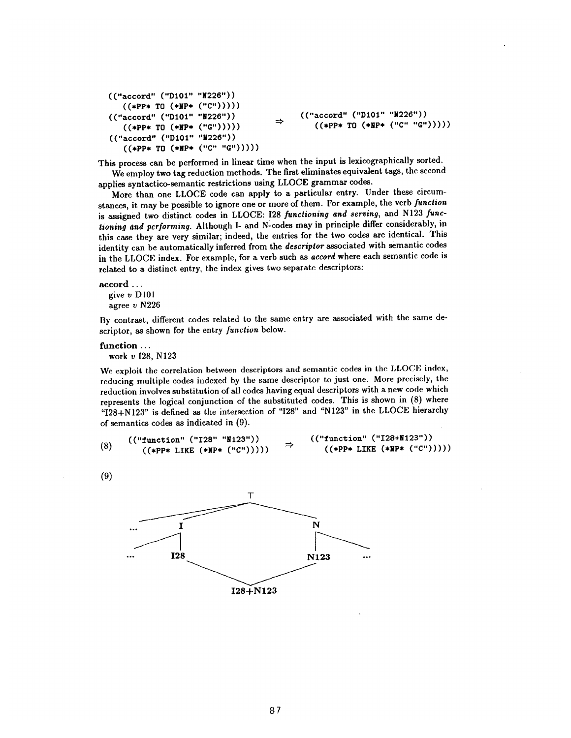```
(("accord" ("D101" "N226"))
   ((*PP* TO (*NP* ("C")))))
(("accord" ("D101" "N226"))          ⇒     (("accord" ("D101" "N226"))
   ((*PP* TO (*NP* ("G")))))                  ((*PP* TO (*NP* ("C" "G")))))
(("accord" ("D101" "N226"))
   ((*PP* TO (*NP* ("C" "G")))))
```

This process can be performed in linear time when the input is lexicographically sorted.

We employ two tag reduction methods. The first eliminates equivalent tags, the second applies syntactico-semantic restrictions using LLOCE grammar codes.

More than one LLOCE code can apply to a particular entry. Under these circumstances, it may be possible to ignore one or more of them. For example, the verb *function* is assigned two distinct codes in LLOCE: I28 *functioning and serving*, and N123 *functioning and performing*. Although I- and N-codes may in principle differ considerably, in this case they are very similar; indeed, the entries for the two codes are identical. This identity can be automatically inferred from the *descriptor* associated with semantic codes in the LLOCE index. For example, for a verb such as *accord* where each semantic code is related to a distinct entry, the index gives two separate descriptors:

**accord** ...
give *v* D101
agree *v* N226

By contrast, different codes related to the same entry are associated with the same descriptor, as shown for the entry *function* below.

**function** ...
work *v* I28, N123

We exploit the correlation between descriptors and semantic codes in the LLOCE index, reducing multiple codes indexed by the same descriptor to just one. More precisely, the reduction involves substitution of all codes having equal descriptors with a new code which represents the logical conjunction of the substituted codes. This is shown in (8) where "I28+N123" is defined as the intersection of "I28" and "N123" in the LLOCE hierarchy of semantics codes as indicated in (9).

(8)
```
(("function" ("I28" "N123"))          ⇒     (("function" ("I28+N123"))
   ((*PP* LIKE (*NP* ("C")))))                 ((*PP* LIKE (*NP* ("C")))))
```

(9)

```
                    T
         /      /       \
      ...      I         N
            /    |       |   \
        ...    I28      N123   ...
                 \      /
                 I28+N123
```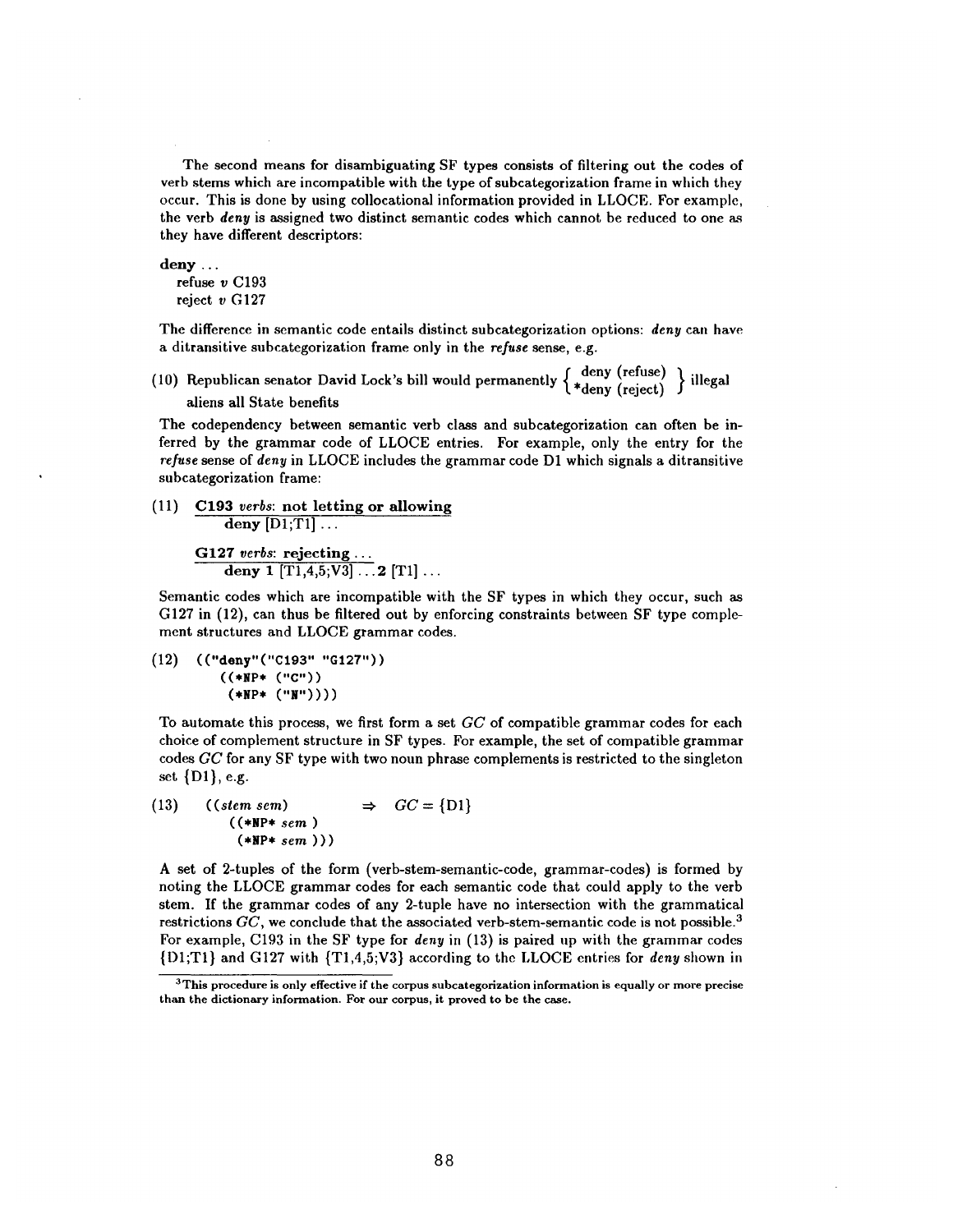The second means for disambiguating SF types consists of filtering out the codes of verb stems which are incompatible with the type of subcategorization frame in which they occur. This is done by using collocational information provided in LLOCE. For example, the verb ***deny*** is assigned two distinct semantic codes which cannot be reduced to one as they have different descriptors:

**deny** ...
  refuse *v* C193
  reject *v* G127

The difference in semantic code entails distinct subcategorization options: ***deny*** can have a ditransitive subcategorization frame only in the ***refuse*** sense, e.g.

(10) Republican senator David Lock's bill would permanently $\left\{ \begin{array}{c} \text{deny (refuse)} \\ \text{*deny (reject)} \end{array} \right\}$ illegal aliens all State benefits

The codependency between semantic verb class and subcategorization can often be inferred by the grammar code of LLOCE entries. For example, only the entry for the ***refuse*** sense of ***deny*** in LLOCE includes the grammar code D1 which signals a ditransitive subcategorization frame:

(11) **C193** *verbs*: **not letting or allowing**
  **deny** [D1;T1] ...

  **G127** *verbs*: **rejecting** ...
  **deny 1** [T1,4,5;V3] ... **2** [T1] ...

Semantic codes which are incompatible with the SF types in which they occur, such as G127 in (12), can thus be filtered out by enforcing constraints between SF type complement structures and LLOCE grammar codes.

```
(12)  (("deny"("C193" "G127"))
        ((*NP* ("C"))
         (*NP* ("N"))))
```

To automate this process, we first form a set *GC* of compatible grammar codes for each choice of complement structure in SF types. For example, the set of compatible grammar codes *GC* for any SF type with two noun phrase complements is restricted to the singleton set {D1}, e.g.

(13) ((*stem sem*)  $\Rightarrow$ $GC = \{D1\}$
  ((*NP* *sem* )
   (*NP* *sem* )))

A set of 2-tuples of the form (verb-stem-semantic-code, grammar-codes) is formed by noting the LLOCE grammar codes for each semantic code that could apply to the verb stem. If the grammar codes of any 2-tuple have no intersection with the grammatical restrictions *GC*, we conclude that the associated verb-stem-semantic code is not possible.[3] For example, C193 in the SF type for ***deny*** in (13) is paired up with the grammar codes {D1;T1} and G127 with {T1,4,5;V3} according to the LLOCE entries for ***deny*** shown in

[3] This procedure is only effective if the corpus subcategorization information is equally or more precise than the dictionary information. For our corpus, it proved to be the case.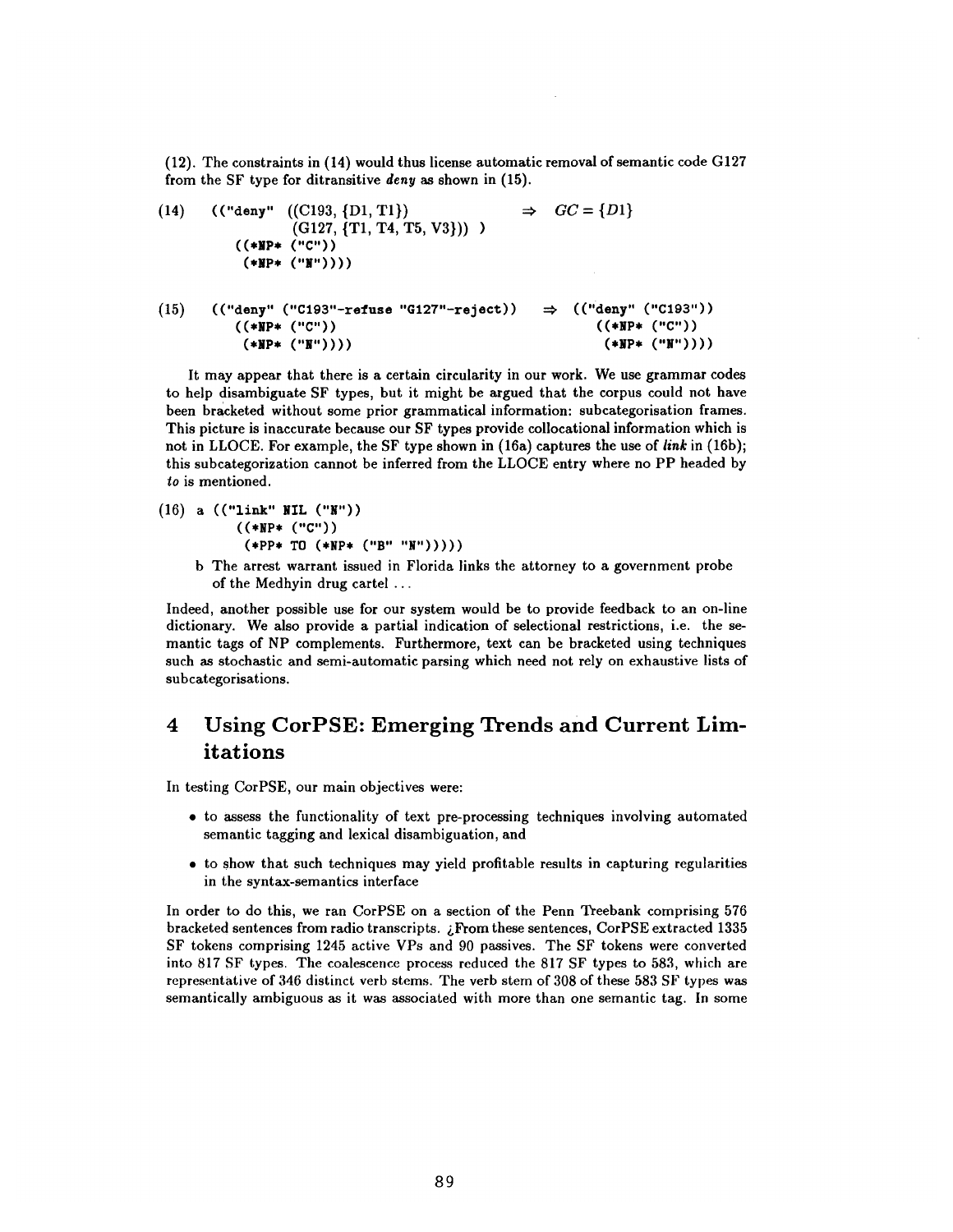(12). The constraints in (14) would thus license automatic removal of semantic code G127 from the SF type for ditransitive *deny* as shown in (15).

```
(14)   (("deny"  ((C193, {D1, T1})                  ⇒  GC = {D1}
                  (G127, {T1, T4, T5, V3})) )
         ((*NP* ("C"))
          (*NP* ("N"))))


(15)   (("deny" ("C193"-refuse "G127"-reject))   ⇒  (("deny" ("C193"))
         ((*NP* ("C"))                                ((*NP* ("C"))
          (*NP* ("N"))))                               (*NP* ("N"))))
```

It may appear that there is a certain circularity in our work. We use grammar codes to help disambiguate SF types, but it might be argued that the corpus could not have been bracketed without some prior grammatical information: subcategorisation frames. This picture is inaccurate because our SF types provide collocational information which is not in LLOCE. For example, the SF type shown in (16a) captures the use of *link* in (16b); this subcategorization cannot be inferred from the LLOCE entry where no PP headed by *to* is mentioned.

```
(16) a (("link" NIL ("N"))
         ((*NP* ("C"))
          (*PP* TO (*NP* ("B" "N")))))
```

b The arrest warrant issued in Florida links the attorney to a government probe of the Medhyin drug cartel ...

Indeed, another possible use for our system would be to provide feedback to an on-line dictionary. We also provide a partial indication of selectional restrictions, i.e. the semantic tags of NP complements. Furthermore, text can be bracketed using techniques such as stochastic and semi-automatic parsing which need not rely on exhaustive lists of subcategorisations.

## 4 Using CorPSE: Emerging Trends and Current Limitations

In testing CorPSE, our main objectives were:

- to assess the functionality of text pre-processing techniques involving automated semantic tagging and lexical disambiguation, and
- to show that such techniques may yield profitable results in capturing regularities in the syntax-semantics interface

In order to do this, we ran CorPSE on a section of the Penn Treebank comprising 576 bracketed sentences from radio transcripts. ¿From these sentences, CorPSE extracted 1335 SF tokens comprising 1245 active VPs and 90 passives. The SF tokens were converted into 817 SF types. The coalescence process reduced the 817 SF types to 583, which are representative of 346 distinct verb stems. The verb stem of 308 of these 583 SF types was semantically ambiguous as it was associated with more than one semantic tag. In some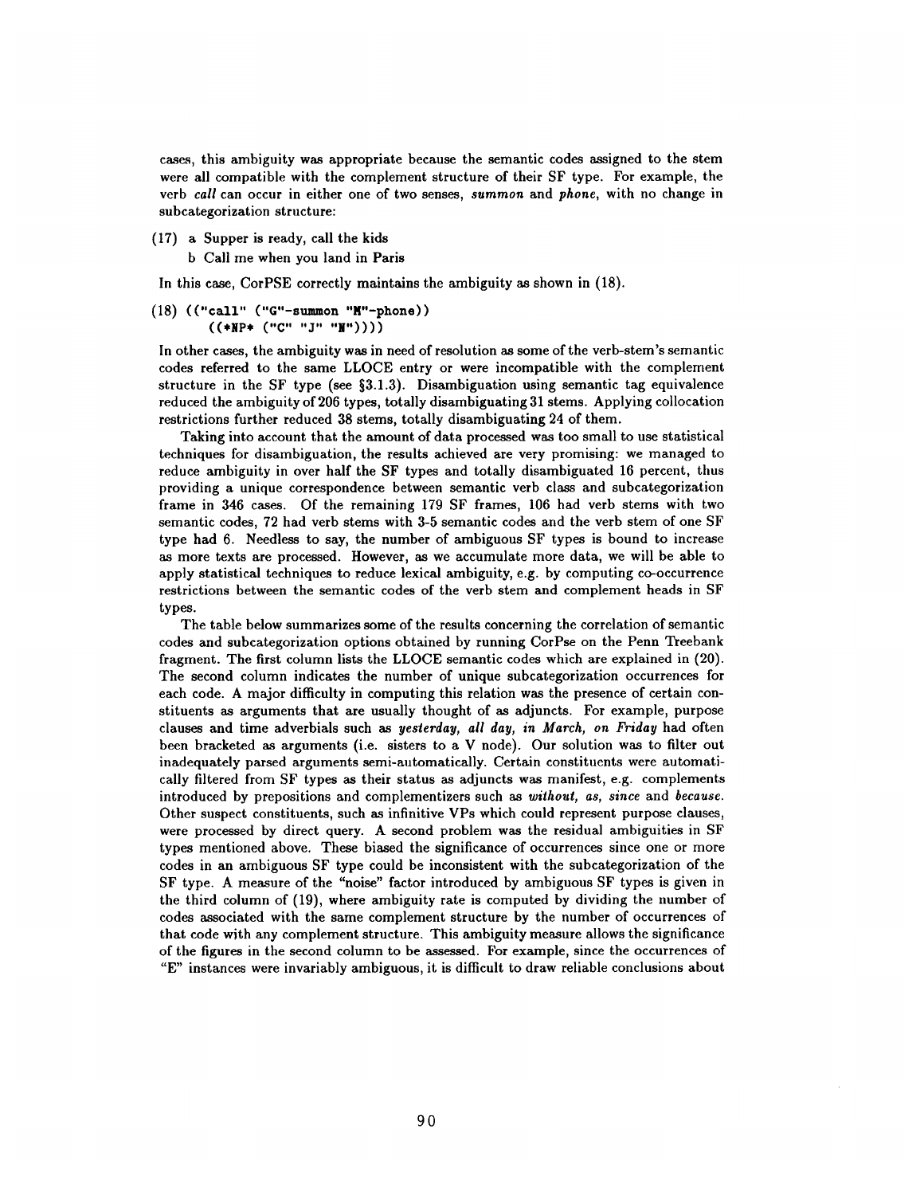cases, this ambiguity was appropriate because the semantic codes assigned to the stem were all compatible with the complement structure of their SF type. For example, the verb *call* can occur in either one of two senses, *summon* and *phone*, with no change in subcategorization structure:

(17) a Supper is ready, call the kids
 b Call me when you land in Paris

In this case, CorPSE correctly maintains the ambiguity as shown in (18).

```
(18) (("call" ("G"-summon "M"-phone))
      ((*NP* ("C" "J" "N"))))
```

In other cases, the ambiguity was in need of resolution as some of the verb-stem's semantic codes referred to the same LLOCE entry or were incompatible with the complement structure in the SF type (see §3.1.3). Disambiguation using semantic tag equivalence reduced the ambiguity of 206 types, totally disambiguating 31 stems. Applying collocation restrictions further reduced 38 stems, totally disambiguating 24 of them.

Taking into account that the amount of data processed was too small to use statistical techniques for disambiguation, the results achieved are very promising: we managed to reduce ambiguity in over half the SF types and totally disambiguated 16 percent, thus providing a unique correspondence between semantic verb class and subcategorization frame in 346 cases. Of the remaining 179 SF frames, 106 had verb stems with two semantic codes, 72 had verb stems with 3-5 semantic codes and the verb stem of one SF type had 6. Needless to say, the number of ambiguous SF types is bound to increase as more texts are processed. However, as we accumulate more data, we will be able to apply statistical techniques to reduce lexical ambiguity, e.g. by computing co-occurrence restrictions between the semantic codes of the verb stem and complement heads in SF types.

The table below summarizes some of the results concerning the correlation of semantic codes and subcategorization options obtained by running CorPse on the Penn Treebank fragment. The first column lists the LLOCE semantic codes which are explained in (20). The second column indicates the number of unique subcategorization occurrences for each code. A major difficulty in computing this relation was the presence of certain constituents as arguments that are usually thought of as adjuncts. For example, purpose clauses and time adverbials such as *yesterday, all day, in March, on Friday* had often been bracketed as arguments (i.e. sisters to a V node). Our solution was to filter out inadequately parsed arguments semi-automatically. Certain constituents were automatically filtered from SF types as their status as adjuncts was manifest, e.g. complements introduced by prepositions and complementizers such as *without, as, since* and *because*. Other suspect constituents, such as infinitive VPs which could represent purpose clauses, were processed by direct query. A second problem was the residual ambiguities in SF types mentioned above. These biased the significance of occurrences since one or more codes in an ambiguous SF type could be inconsistent with the subcategorization of the SF type. A measure of the "noise" factor introduced by ambiguous SF types is given in the third column of (19), where ambiguity rate is computed by dividing the number of codes associated with the same complement structure by the number of occurrences of that code with any complement structure. This ambiguity measure allows the significance of the figures in the second column to be assessed. For example, since the occurrences of "E" instances were invariably ambiguous, it is difficult to draw reliable conclusions about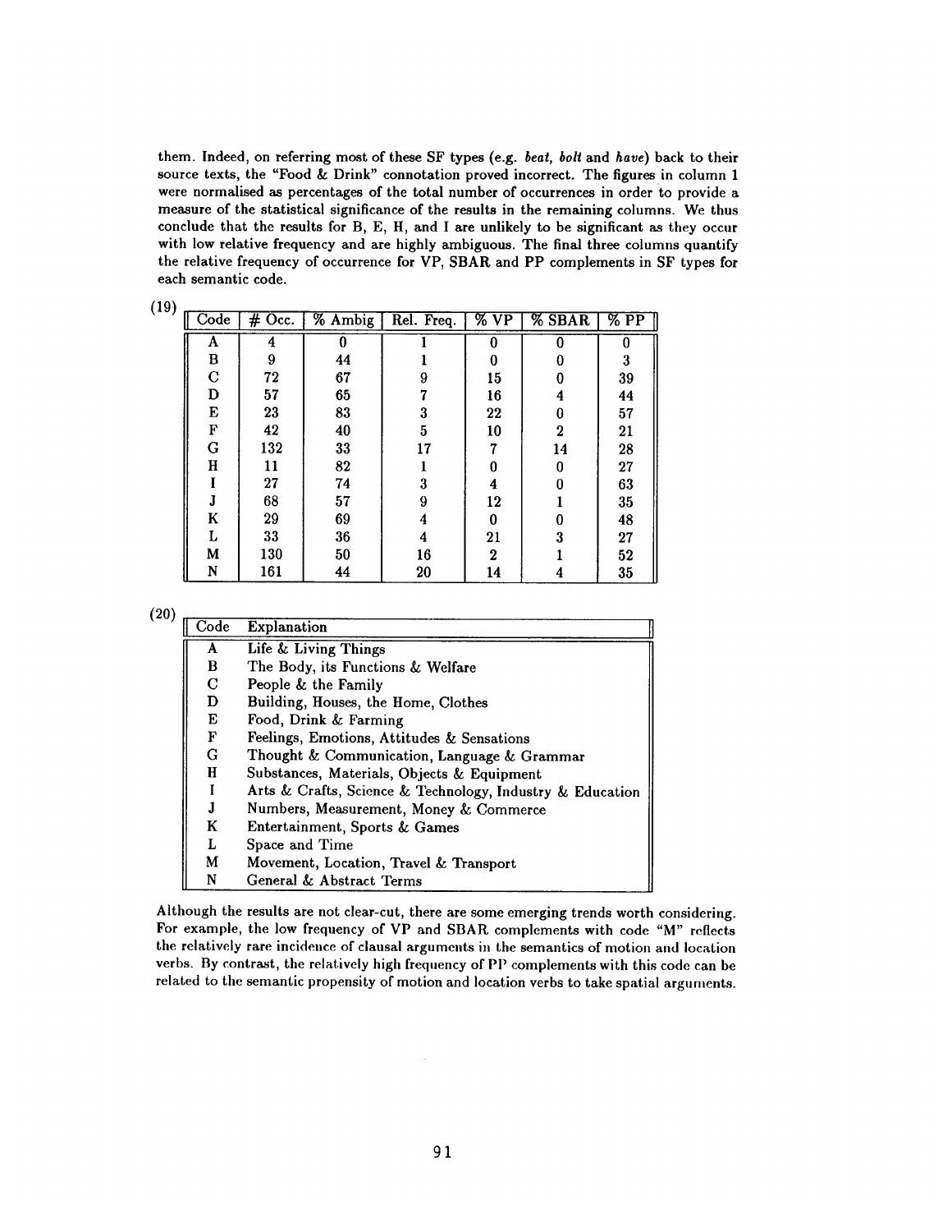them. Indeed, on referring most of these SF types (e.g. *beat*, *bolt* and *have*) back to their source texts, the "Food & Drink" connotation proved incorrect. The figures in column 1 were normalised as percentages of the total number of occurrences in order to provide a measure of the statistical significance of the results in the remaining columns. We thus conclude that the results for B, E, H, and I are unlikely to be significant as they occur with low relative frequency and are highly ambiguous. The final three columns quantify the relative frequency of occurrence for VP, SBAR and PP complements in SF types for each semantic code.

(19)

| Code | # Occ. | % Ambig | Rel. Freq. | % VP | % SBAR | % PP |
|---|---|---|---|---|---|---|
| A | 4 | 0 | 1 | 0 | 0 | 0 |
| B | 9 | 44 | 1 | 0 | 0 | 3 |
| C | 72 | 67 | 9 | 15 | 0 | 39 |
| D | 57 | 65 | 7 | 16 | 4 | 44 |
| E | 23 | 83 | 3 | 22 | 0 | 57 |
| F | 42 | 40 | 5 | 10 | 2 | 21 |
| G | 132 | 33 | 17 | 7 | 14 | 28 |
| H | 11 | 82 | 1 | 0 | 0 | 27 |
| I | 27 | 74 | 3 | 4 | 0 | 63 |
| J | 68 | 57 | 9 | 12 | 1 | 35 |
| K | 29 | 69 | 4 | 0 | 0 | 48 |
| L | 33 | 36 | 4 | 21 | 3 | 27 |
| M | 130 | 50 | 16 | 2 | 1 | 52 |
| N | 161 | 44 | 20 | 14 | 4 | 35 |

(20)

| Code | Explanation |
|---|---|
| A | Life & Living Things |
| B | The Body, its Functions & Welfare |
| C | People & the Family |
| D | Building, Houses, the Home, Clothes |
| E | Food, Drink & Farming |
| F | Feelings, Emotions, Attitudes & Sensations |
| G | Thought & Communication, Language & Grammar |
| H | Substances, Materials, Objects & Equipment |
| I | Arts & Crafts, Science & Technology, Industry & Education |
| J | Numbers, Measurement, Money & Commerce |
| K | Entertainment, Sports & Games |
| L | Space and Time |
| M | Movement, Location, Travel & Transport |
| N | General & Abstract Terms |

Although the results are not clear-cut, there are some emerging trends worth considering. For example, the low frequency of VP and SBAR complements with code "M" reflects the relatively rare incidence of clausal arguments in the semantics of motion and location verbs. By contrast, the relatively high frequency of PP complements with this code can be related to the semantic propensity of motion and location verbs to take spatial arguments.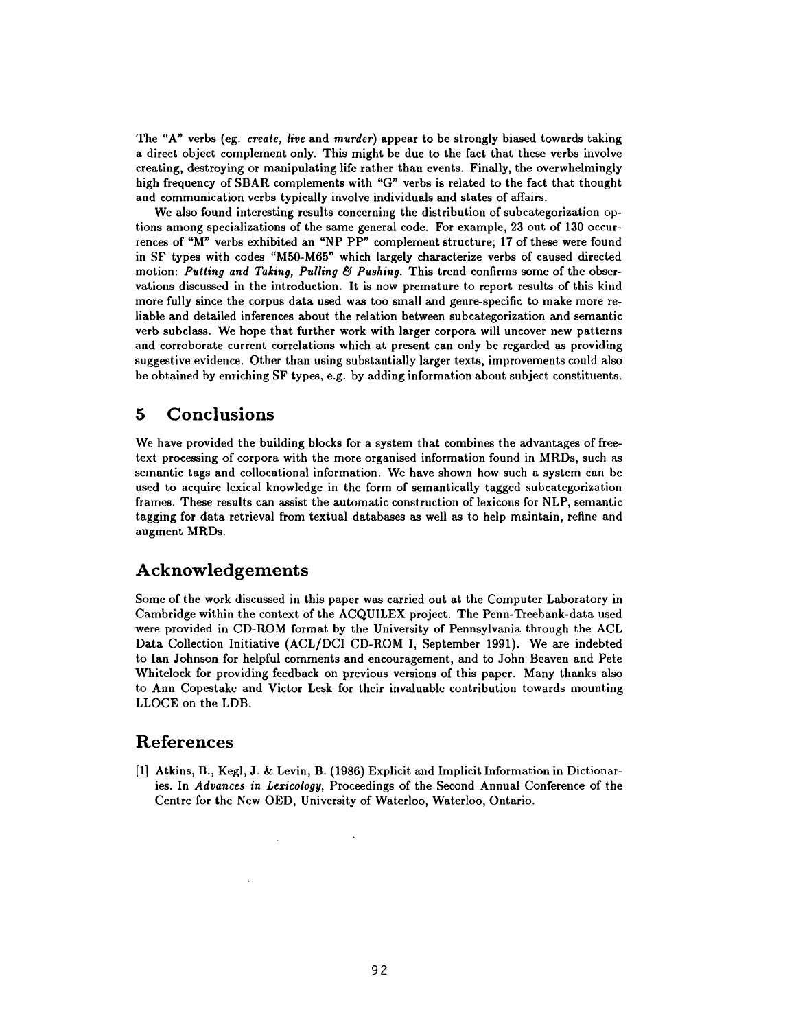The "A" verbs (eg. *create, live* and *murder*) appear to be strongly biased towards taking a direct object complement only. This might be due to the fact that these verbs involve creating, destroying or manipulating life rather than events. Finally, the overwhelmingly high frequency of SBAR complements with "G" verbs is related to the fact that thought and communication verbs typically involve individuals and states of affairs.

We also found interesting results concerning the distribution of subcategorization options among specializations of the same general code. For example, 23 out of 130 occurrences of "M" verbs exhibited an "NP PP" complement structure; 17 of these were found in SF types with codes "M50-M65" which largely characterize verbs of caused directed motion: ***Putting and Taking, Pulling & Pushing.*** This trend confirms some of the observations discussed in the introduction. It is now premature to report results of this kind more fully since the corpus data used was too small and genre-specific to make more reliable and detailed inferences about the relation between subcategorization and semantic verb subclass. We hope that further work with larger corpora will uncover new patterns and corroborate current correlations which at present can only be regarded as providing suggestive evidence. Other than using substantially larger texts, improvements could also be obtained by enriching SF types, e.g. by adding information about subject constituents.

## 5 Conclusions

We have provided the building blocks for a system that combines the advantages of free-text processing of corpora with the more organised information found in MRDs, such as semantic tags and collocational information. We have shown how such a system can be used to acquire lexical knowledge in the form of semantically tagged subcategorization frames. These results can assist the automatic construction of lexicons for NLP, semantic tagging for data retrieval from textual databases as well as to help maintain, refine and augment MRDs.

## Acknowledgements

Some of the work discussed in this paper was carried out at the Computer Laboratory in Cambridge within the context of the ACQUILEX project. The Penn-Treebank-data used were provided in CD-ROM format by the University of Pennsylvania through the ACL Data Collection Initiative (ACL/DCI CD-ROM I, September 1991). We are indebted to Ian Johnson for helpful comments and encouragement, and to John Beaven and Pete Whitelock for providing feedback on previous versions of this paper. Many thanks also to Ann Copestake and Victor Lesk for their invaluable contribution towards mounting LLOCE on the LDB.

## References

[1] Atkins, B., Kegl, J. & Levin, B. (1986) Explicit and Implicit Information in Dictionaries. In *Advances in Lexicology*, Proceedings of the Second Annual Conference of the Centre for the New OED, University of Waterloo, Waterloo, Ontario.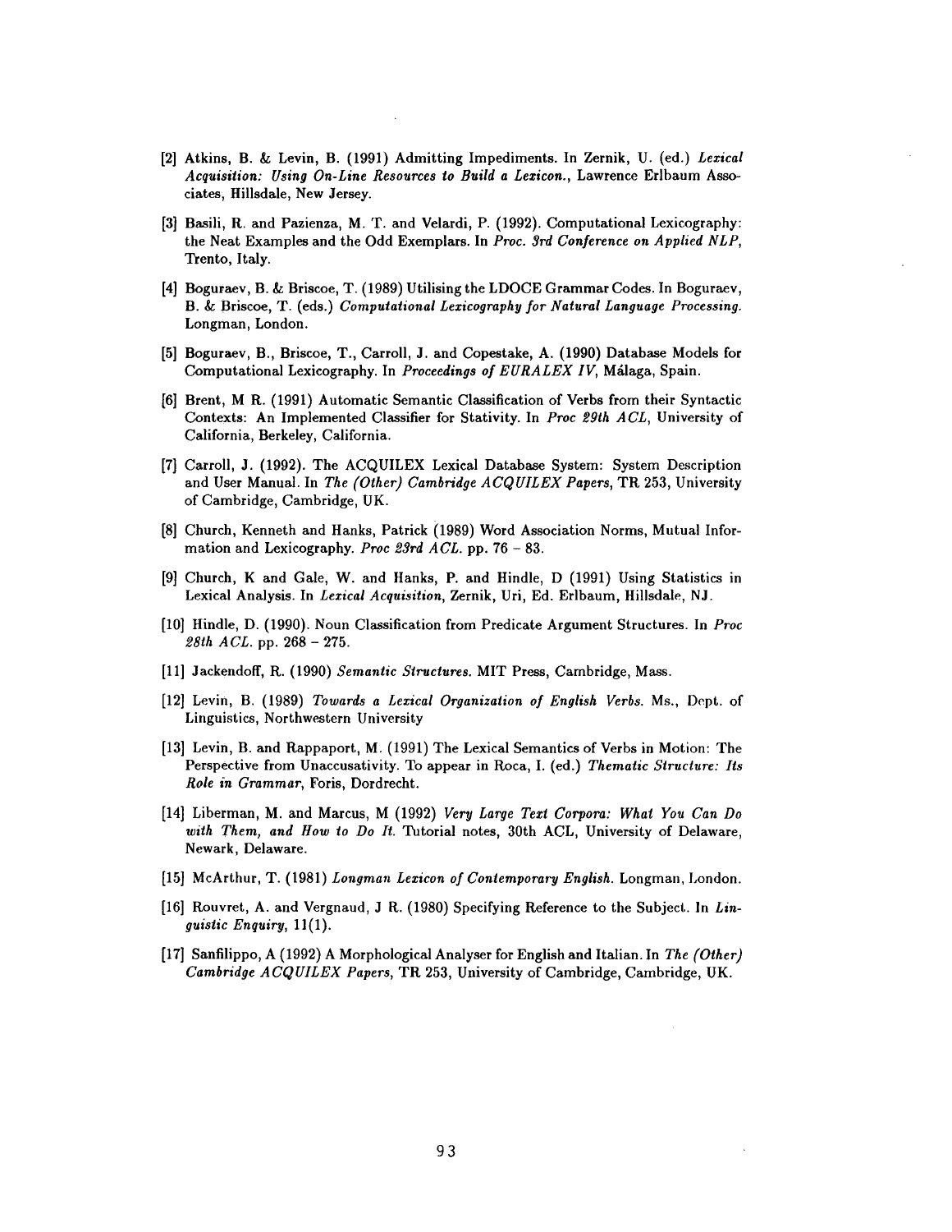[2] Atkins, B. & Levin, B. (1991) Admitting Impediments. In Zernik, U. (ed.) *Lexical Acquisition: Using On-Line Resources to Build a Lexicon.*, Lawrence Erlbaum Associates, Hillsdale, New Jersey.

[3] Basili, R. and Pazienza, M. T. and Velardi, P. (1992). Computational Lexicography: the Neat Examples and the Odd Exemplars. In *Proc. 3rd Conference on Applied NLP*, Trento, Italy.

[4] Boguraev, B. & Briscoe, T. (1989) Utilising the LDOCE Grammar Codes. In Boguraev, B. & Briscoe, T. (eds.) *Computational Lexicography for Natural Language Processing.* Longman, London.

[5] Boguraev, B., Briscoe, T., Carroll, J. and Copestake, A. (1990) Database Models for Computational Lexicography. In *Proceedings of EURALEX IV*, Málaga, Spain.

[6] Brent, M R. (1991) Automatic Semantic Classification of Verbs from their Syntactic Contexts: An Implemented Classifier for Stativity. In *Proc 29th ACL*, University of California, Berkeley, California.

[7] Carroll, J. (1992). The ACQUILEX Lexical Database System: System Description and User Manual. In *The (Other) Cambridge ACQUILEX Papers*, TR 253, University of Cambridge, Cambridge, UK.

[8] Church, Kenneth and Hanks, Patrick (1989) Word Association Norms, Mutual Information and Lexicography. *Proc 23rd ACL*. pp. 76 – 83.

[9] Church, K and Gale, W. and Hanks, P. and Hindle, D (1991) Using Statistics in Lexical Analysis. In *Lexical Acquisition*, Zernik, Uri, Ed. Erlbaum, Hillsdale, NJ.

[10] Hindle, D. (1990). Noun Classification from Predicate Argument Structures. In *Proc 28th ACL*. pp. 268 – 275.

[11] Jackendoff, R. (1990) *Semantic Structures.* MIT Press, Cambridge, Mass.

[12] Levin, B. (1989) *Towards a Lexical Organization of English Verbs.* Ms., Dept. of Linguistics, Northwestern University

[13] Levin, B. and Rappaport, M. (1991) The Lexical Semantics of Verbs in Motion: The Perspective from Unaccusativity. To appear in Roca, I. (ed.) *Thematic Structure: Its Role in Grammar*, Foris, Dordrecht.

[14] Liberman, M. and Marcus, M (1992) *Very Large Text Corpora: What You Can Do with Them, and How to Do It.* Tutorial notes, 30th ACL, University of Delaware, Newark, Delaware.

[15] McArthur, T. (1981) *Longman Lexicon of Contemporary English.* Longman, London.

[16] Rouvret, A. and Vergnaud, J R. (1980) Specifying Reference to the Subject. In *Linguistic Enquiry*, 11(1).

[17] Sanfilippo, A (1992) A Morphological Analyser for English and Italian. In *The (Other) Cambridge ACQUILEX Papers*, TR 253, University of Cambridge, Cambridge, UK.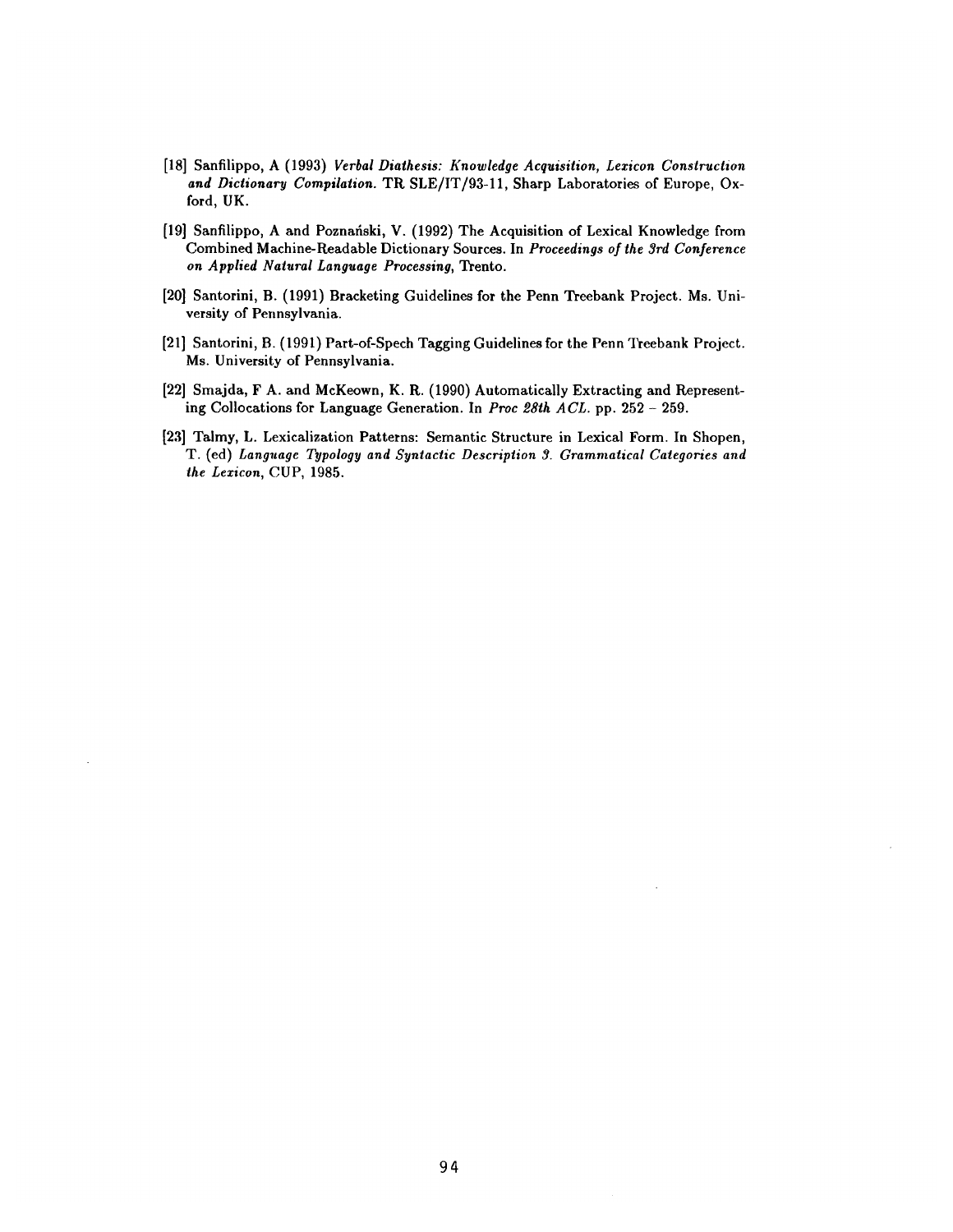[18] Sanfilippo, A (1993) *Verbal Diathesis: Knowledge Acquisition, Lexicon Construction and Dictionary Compilation.* TR SLE/IT/93-11, Sharp Laboratories of Europe, Oxford, UK.

[19] Sanfilippo, A and Poznański, V. (1992) The Acquisition of Lexical Knowledge from Combined Machine-Readable Dictionary Sources. In *Proceedings of the 3rd Conference on Applied Natural Language Processing*, Trento.

[20] Santorini, B. (1991) Bracketing Guidelines for the Penn Treebank Project. Ms. University of Pennsylvania.

[21] Santorini, B. (1991) Part-of-Speech Tagging Guidelines for the Penn Treebank Project. Ms. University of Pennsylvania.

[22] Smajda, F A. and McKeown, K. R. (1990) Automatically Extracting and Representing Collocations for Language Generation. In *Proc 28th ACL.* pp. 252 – 259.

[23] Talmy, L. Lexicalization Patterns: Semantic Structure in Lexical Form. In Shopen, T. (ed) *Language Typology and Syntactic Description 3. Grammatical Categories and the Lexicon*, CUP, 1985.